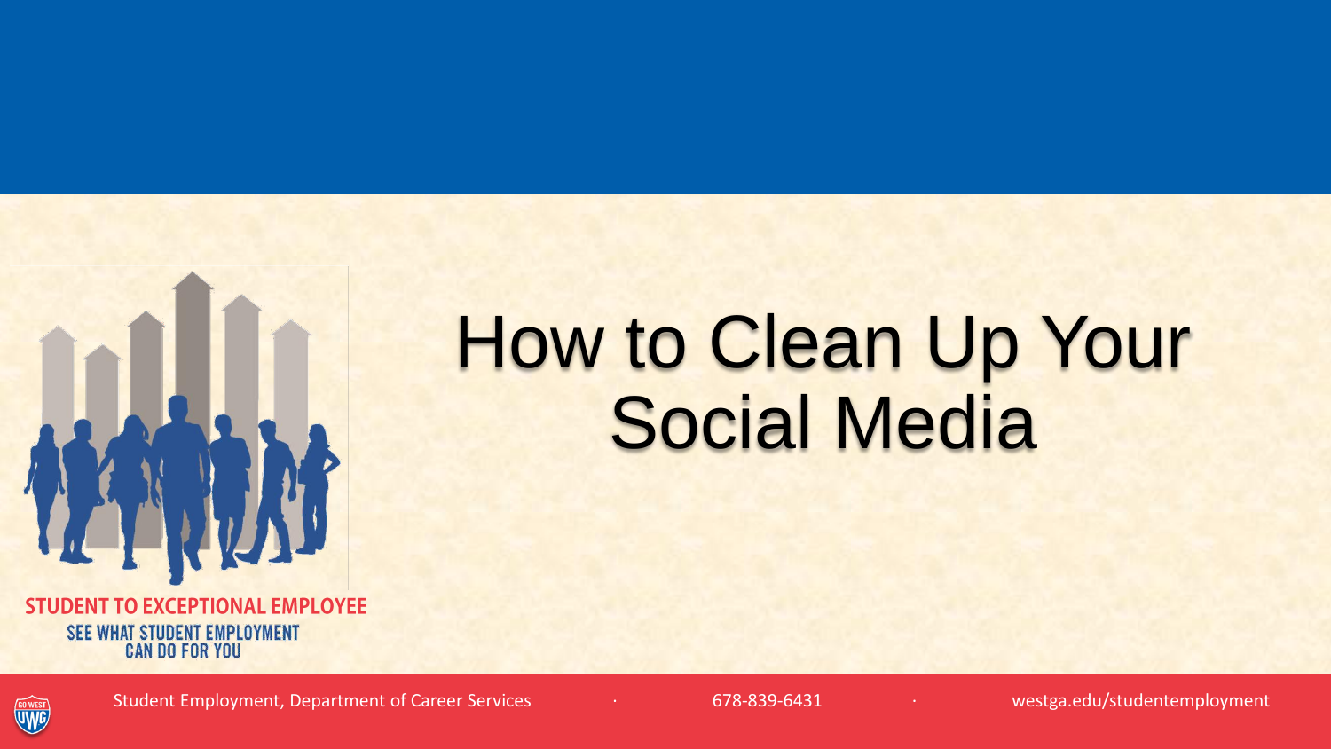# How to Clean Up Your Social Media

**STUDENT TO EXCEPTIONAL EMPLOYEE**

SEE WHAT STUDENT EMPLOYMENT CAN DO FOR YOU

Student Employment, Department of Career Services · 678-839-6431 · westga.edu/studentemployment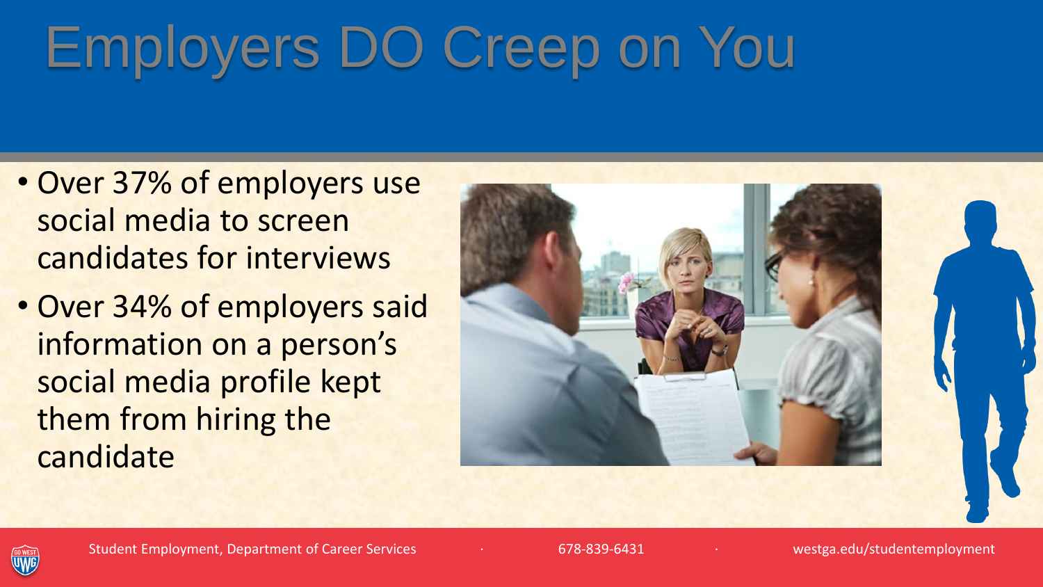# Employers DO Creep on You

- Over 37% of employers use social media to screen candidates for interviews
- Over 34% of employers said information on a person's social media profile kept them from hiring the candidate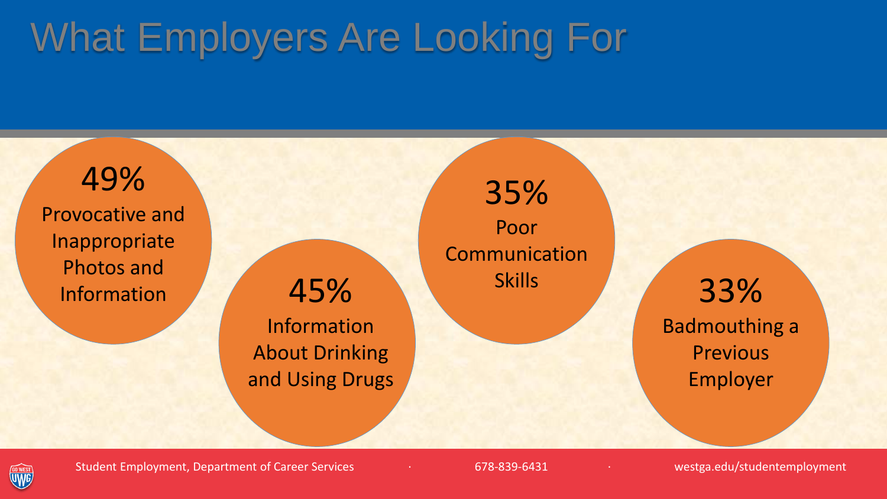# What Employers Are Looking For

**49%**
Provocative and Inappropriate Photos and Information

**45%**
Information About Drinking and Using Drugs

**35%**
Poor Communication Skills

**33%**
Badmouthing a Previous Employer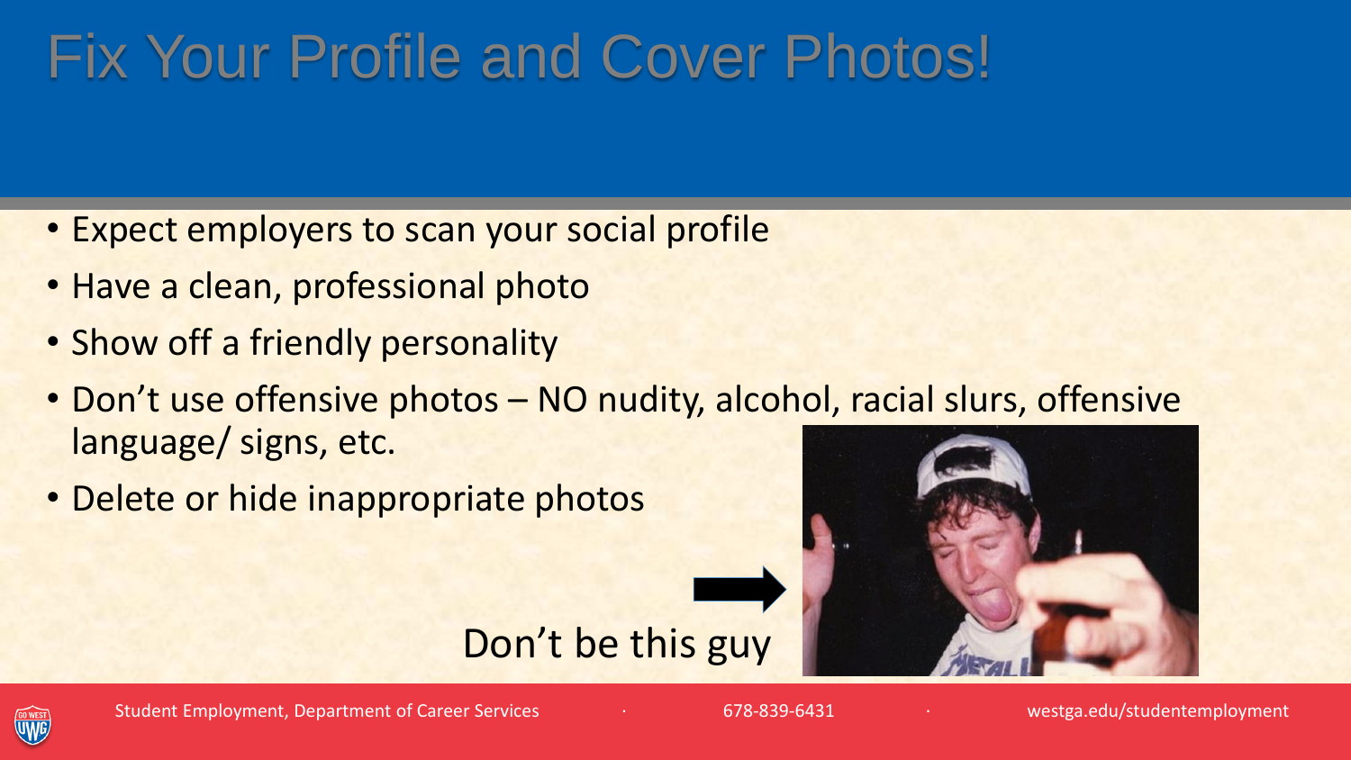# Fix Your Profile and Cover Photos!

- Expect employers to scan your social profile
- Have a clean, professional photo
- Show off a friendly personality
- Don't use offensive photos – NO nudity, alcohol, racial slurs, offensive language/ signs, etc.
- Delete or hide inappropriate photos

Don't be this guy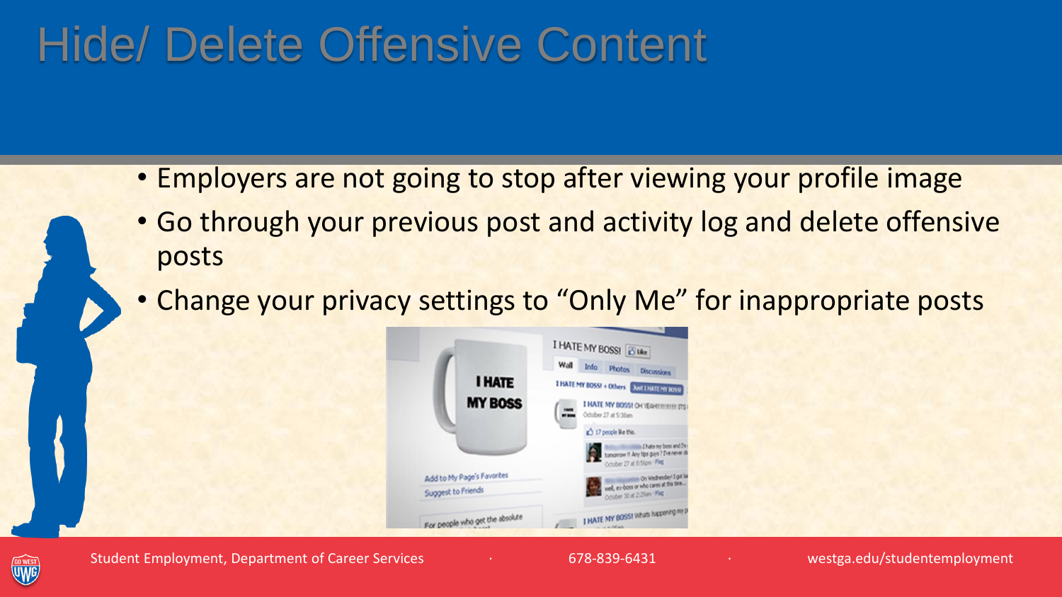# Hide/ Delete Offensive Content

- Employers are not going to stop after viewing your profile image
- Go through your previous post and activity log and delete offensive posts
- Change your privacy settings to “Only Me” for inappropriate posts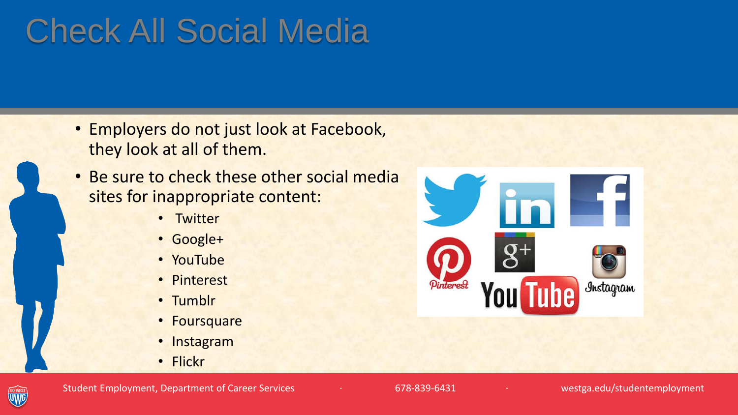# Check All Social Media

- Employers do not just look at Facebook, they look at all of them.
- Be sure to check these other social media sites for inappropriate content:
  - Twitter
  - Google+
  - YouTube
  - Pinterest
  - Tumblr
  - Foursquare
  - Instagram
  - Flickr

Student Employment, Department of Career Services · 678-839-6431 · westga.edu/studentemployment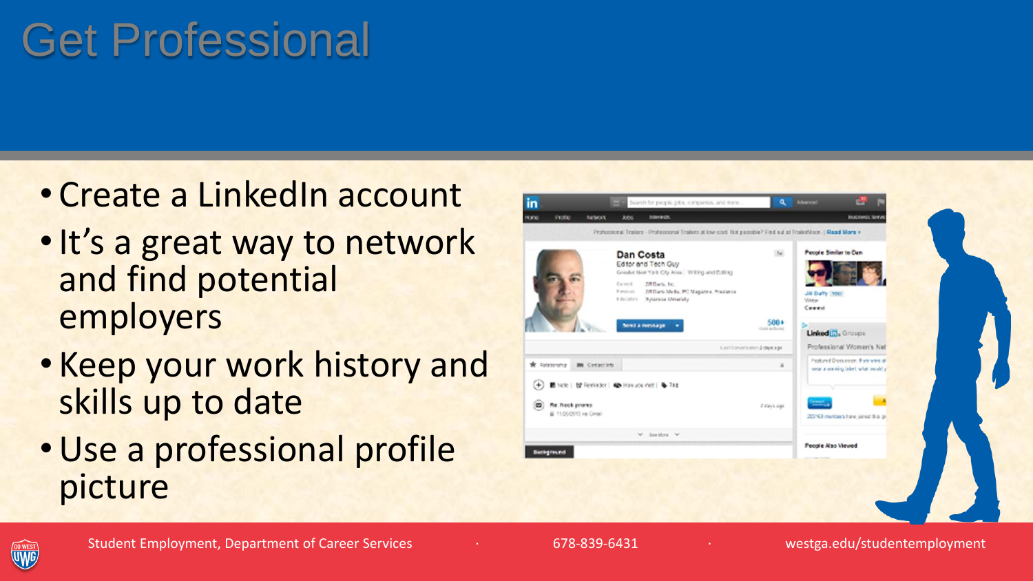# Get Professional

- Create a LinkedIn account
- It's a great way to network and find potential employers
- Keep your work history and skills up to date
- Use a professional profile picture

Student Employment, Department of Career Services · 678-839-6431 · westga.edu/studentemployment